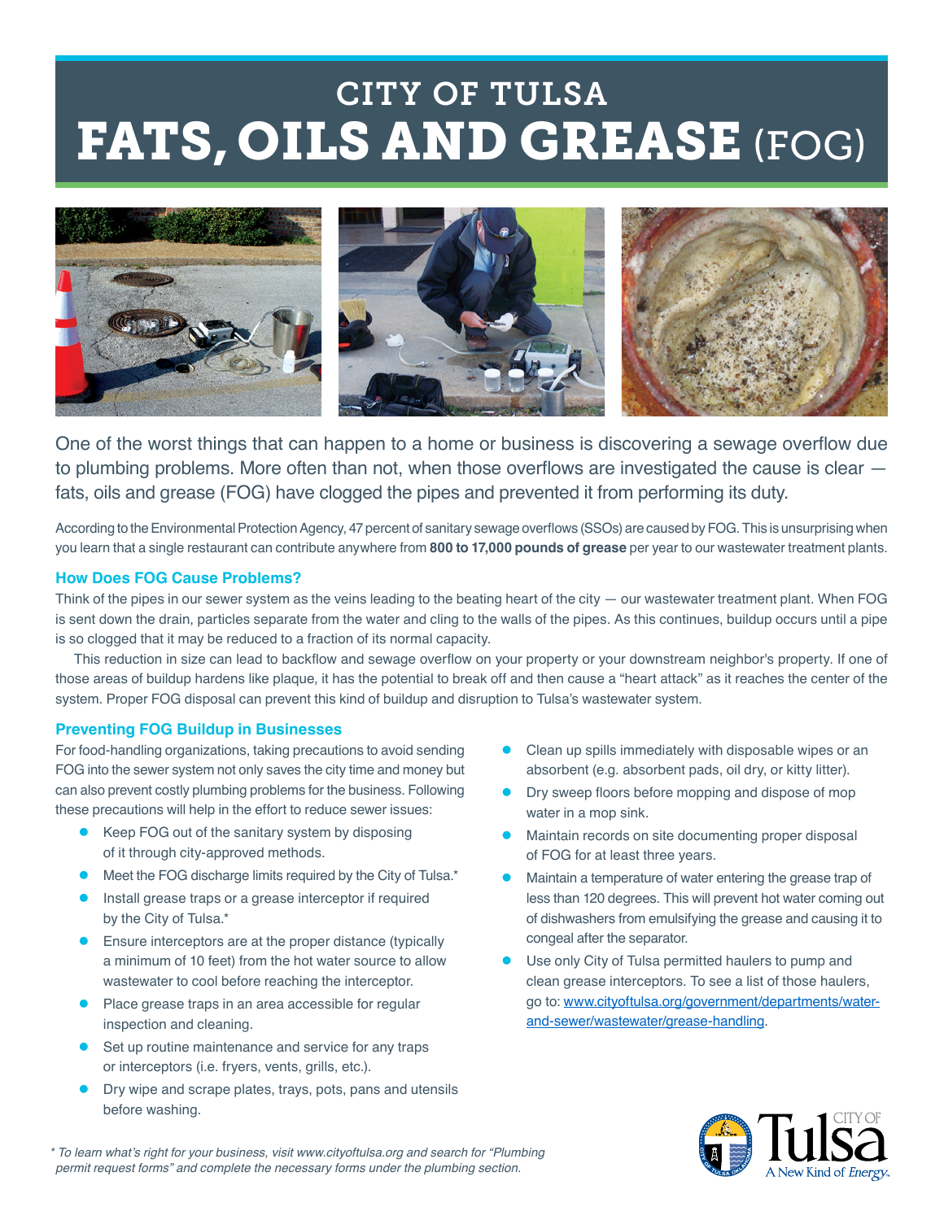# CITY OF TULSA
# FATS, OILS AND GREASE (FOG)

One of the worst things that can happen to a home or business is discovering a sewage overflow due to plumbing problems. More often than not, when those overflows are investigated the cause is clear — fats, oils and grease (FOG) have clogged the pipes and prevented it from performing its duty.

According to the Environmental Protection Agency, 47 percent of sanitary sewage overflows (SSOs) are caused by FOG. This is unsurprising when you learn that a single restaurant can contribute anywhere from **800 to 17,000 pounds of grease** per year to our wastewater treatment plants.

## How Does FOG Cause Problems?

Think of the pipes in our sewer system as the veins leading to the beating heart of the city — our wastewater treatment plant. When FOG is sent down the drain, particles separate from the water and cling to the walls of the pipes. As this continues, buildup occurs until a pipe is so clogged that it may be reduced to a fraction of its normal capacity.

This reduction in size can lead to backflow and sewage overflow on your property or your downstream neighbor's property. If one of those areas of buildup hardens like plaque, it has the potential to break off and then cause a "heart attack" as it reaches the center of the system. Proper FOG disposal can prevent this kind of buildup and disruption to Tulsa's wastewater system.

## Preventing FOG Buildup in Businesses

For food-handling organizations, taking precautions to avoid sending FOG into the sewer system not only saves the city time and money but can also prevent costly plumbing problems for the business. Following these precautions will help in the effort to reduce sewer issues:

- Keep FOG out of the sanitary system by disposing of it through city-approved methods.
- Meet the FOG discharge limits required by the City of Tulsa.*
- Install grease traps or a grease interceptor if required by the City of Tulsa.*
- Ensure interceptors are at the proper distance (typically a minimum of 10 feet) from the hot water source to allow wastewater to cool before reaching the interceptor.
- Place grease traps in an area accessible for regular inspection and cleaning.
- Set up routine maintenance and service for any traps or interceptors (i.e. fryers, vents, grills, etc.).
- Dry wipe and scrape plates, trays, pots, pans and utensils before washing.
- Clean up spills immediately with disposable wipes or an absorbent (e.g. absorbent pads, oil dry, or kitty litter).
- Dry sweep floors before mopping and dispose of mop water in a mop sink.
- Maintain records on site documenting proper disposal of FOG for at least three years.
- Maintain a temperature of water entering the grease trap of less than 120 degrees. This will prevent hot water coming out of dishwashers from emulsifying the grease and causing it to congeal after the separator.
- Use only City of Tulsa permitted haulers to pump and clean grease interceptors. To see a list of those haulers, go to: www.cityoftulsa.org/government/departments/water-and-sewer/wastewater/grease-handling.

*\* To learn what's right for your business, visit www.cityoftulsa.org and search for "Plumbing permit request forms" and complete the necessary forms under the plumbing section.*

CITY OF Tulsa
A New Kind of Energy.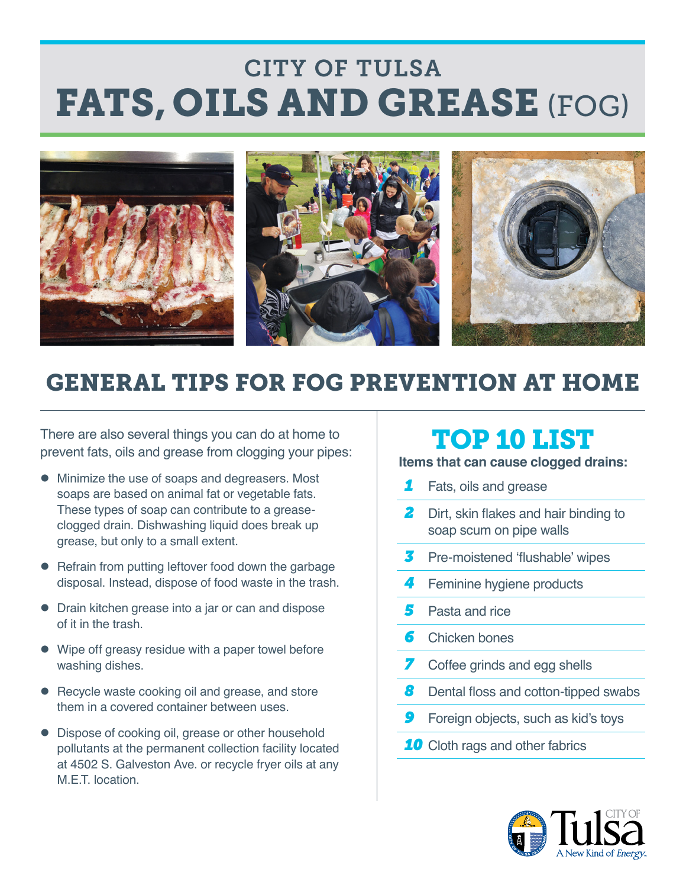# CITY OF TULSA
# FATS, OILS AND GREASE (FOG)

## GENERAL TIPS FOR FOG PREVENTION AT HOME

There are also several things you can do at home to prevent fats, oils and grease from clogging your pipes:

- Minimize the use of soaps and degreasers. Most soaps are based on animal fat or vegetable fats. These types of soap can contribute to a grease-clogged drain. Dishwashing liquid does break up grease, but only to a small extent.
- Refrain from putting leftover food down the garbage disposal. Instead, dispose of food waste in the trash.
- Drain kitchen grease into a jar or can and dispose of it in the trash.
- Wipe off greasy residue with a paper towel before washing dishes.
- Recycle waste cooking oil and grease, and store them in a covered container between uses.
- Dispose of cooking oil, grease or other household pollutants at the permanent collection facility located at 4502 S. Galveston Ave. or recycle fryer oils at any M.E.T. location.

## TOP 10 LIST

**Items that can cause clogged drains:**

1. Fats, oils and grease
2. Dirt, skin flakes and hair binding to soap scum on pipe walls
3. Pre-moistened 'flushable' wipes
4. Feminine hygiene products
5. Pasta and rice
6. Chicken bones
7. Coffee grinds and egg shells
8. Dental floss and cotton-tipped swabs
9. Foreign objects, such as kid's toys
10. Cloth rags and other fabrics

CITY OF Tulsa
A New Kind of Energy.